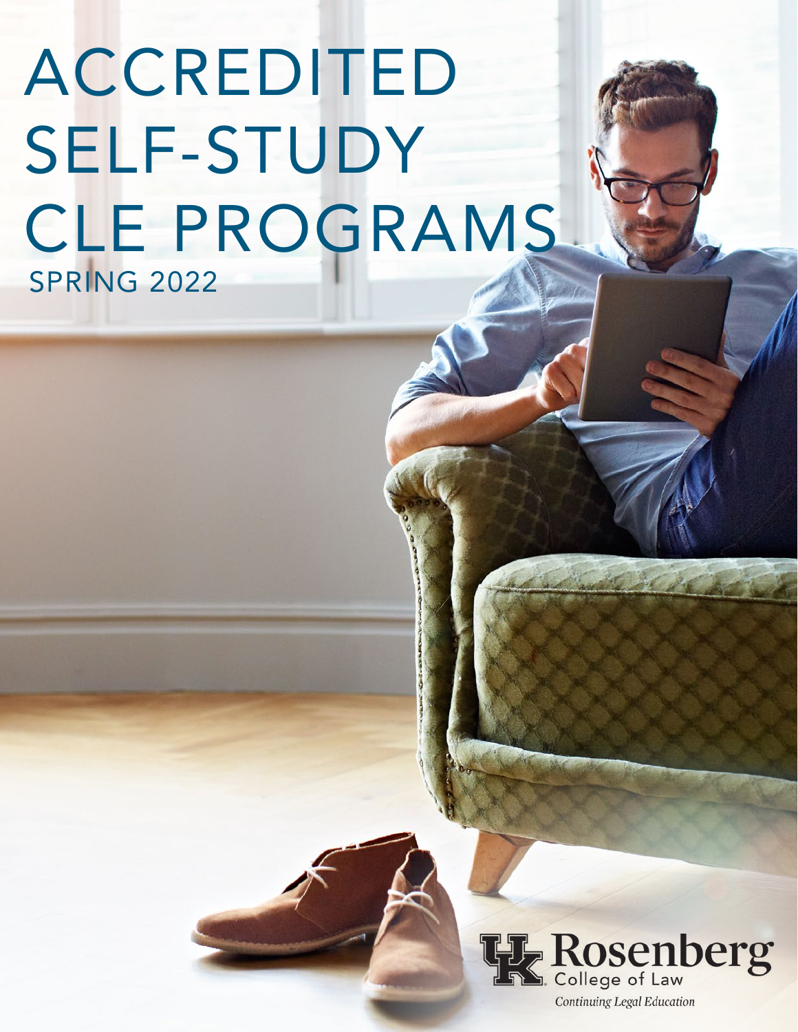# ACCREDITED SELF-STUDY CLE PROGRAMS

## SPRING 2022

Rosenberg College of Law

*Continuing Legal Education*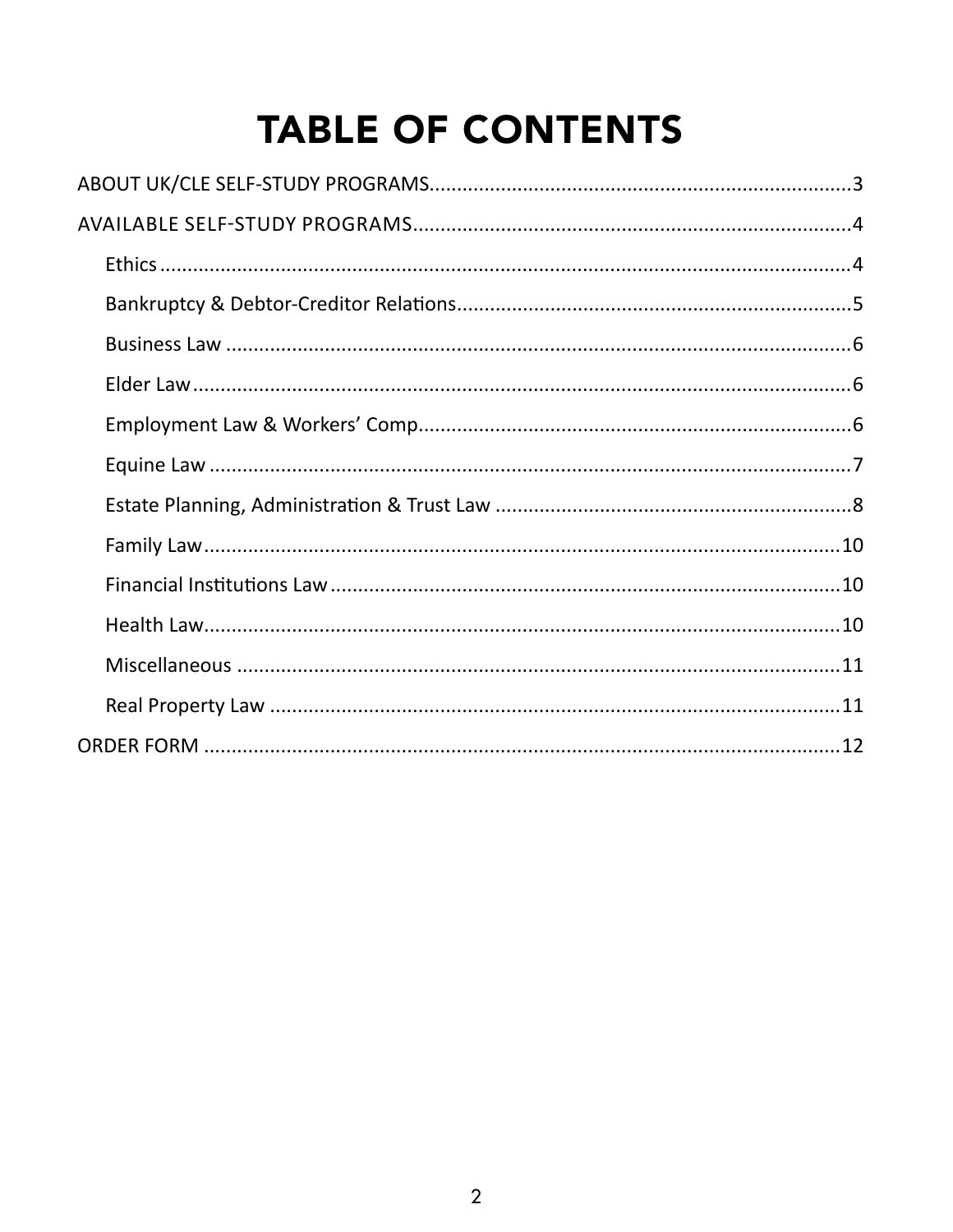# TABLE OF CONTENTS

ABOUT UK/CLE SELF-STUDY PROGRAMS............................................................................3

AVAILABLE SELF-STUDY PROGRAMS...............................................................................4

- Ethics.............................................................................................................................4
- Bankruptcy & Debtor-Creditor Relations.......................................................................5
- Business Law .................................................................................................................6
- Elder Law........................................................................................................................6
- Employment Law & Workers' Comp..............................................................................6
- Equine Law .....................................................................................................................7
- Estate Planning, Administration & Trust Law ................................................................8
- Family Law....................................................................................................................10
- Financial Institutions Law ............................................................................................10
- Health Law....................................................................................................................10
- Miscellaneous ..............................................................................................................11
- Real Property Law ........................................................................................................11

ORDER FORM ....................................................................................................................12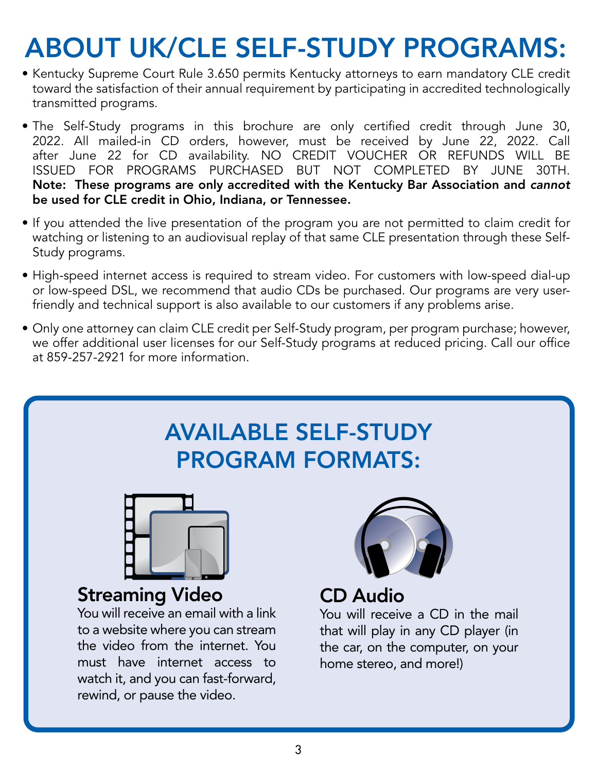# ABOUT UK/CLE SELF-STUDY PROGRAMS:

- Kentucky Supreme Court Rule 3.650 permits Kentucky attorneys to earn mandatory CLE credit toward the satisfaction of their annual requirement by participating in accredited technologically transmitted programs.
- The Self-Study programs in this brochure are only certified credit through June 30, 2022. All mailed-in CD orders, however, must be received by June 22, 2022. Call after June 22 for CD availability. NO CREDIT VOUCHER OR REFUNDS WILL BE ISSUED FOR PROGRAMS PURCHASED BUT NOT COMPLETED BY JUNE 30TH. **Note: These programs are only accredited with the Kentucky Bar Association and *cannot* be used for CLE credit in Ohio, Indiana, or Tennessee.**
- If you attended the live presentation of the program you are not permitted to claim credit for watching or listening to an audiovisual replay of that same CLE presentation through these Self-Study programs.
- High-speed internet access is required to stream video. For customers with low-speed dial-up or low-speed DSL, we recommend that audio CDs be purchased. Our programs are very user-friendly and technical support is also available to our customers if any problems arise.
- Only one attorney can claim CLE credit per Self-Study program, per program purchase; however, we offer additional user licenses for our Self-Study programs at reduced pricing. Call our office at 859-257-2921 for more information.

## AVAILABLE SELF-STUDY PROGRAM FORMATS:

### Streaming Video

You will receive an email with a link to a website where you can stream the video from the internet. You must have internet access to watch it, and you can fast-forward, rewind, or pause the video.

### CD Audio

You will receive a CD in the mail that will play in any CD player (in the car, on the computer, on your home stereo, and more!)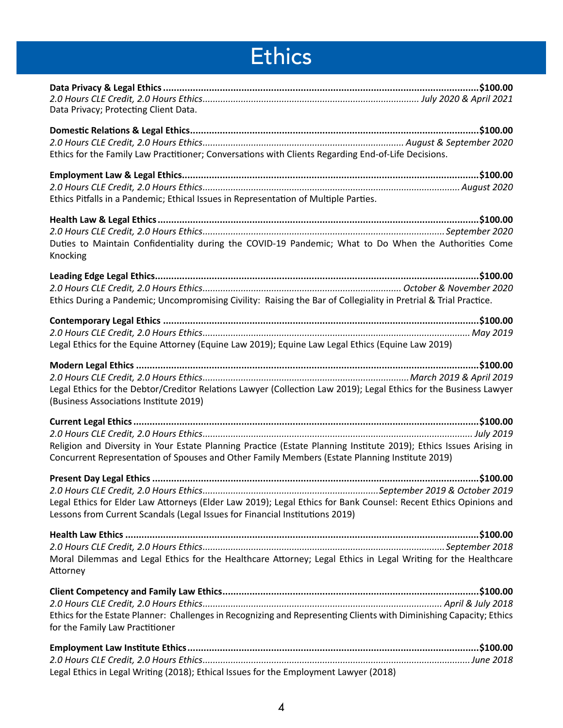# Ethics

**Data Privacy & Legal Ethics ..................................................................................................................$100.00**
*2.0 Hours CLE Credit, 2.0 Hours Ethics.................................................................................... July 2020 & April 2021*
Data Privacy; Protecting Client Data.

**Domestic Relations & Legal Ethics.........................................................................................................$100.00**
*2.0 Hours CLE Credit, 2.0 Hours Ethics............................................................................. August & September 2020*
Ethics for the Family Law Practitioner; Conversations with Clients Regarding End-of-Life Decisions.

**Employment Law & Legal Ethics.............................................................................................................$100.00**
*2.0 Hours CLE Credit, 2.0 Hours Ethics................................................................................................... August 2020*
Ethics Pitfalls in a Pandemic; Ethical Issues in Representation of Multiple Parties.

**Health Law & Legal Ethics .....................................................................................................................$100.00**
*2.0 Hours CLE Credit, 2.0 Hours Ethics............................................................................................. September 2020*
Duties to Maintain Confidentiality during the COVID-19 Pandemic; What to Do When the Authorities Come Knocking

**Leading Edge Legal Ethics......................................................................................................................$100.00**
*2.0 Hours CLE Credit, 2.0 Hours Ethics............................................................................. October & November 2020*
Ethics During a Pandemic; Uncompromising Civility: Raising the Bar of Collegiality in Pretrial & Trial Practice.

**Contemporary Legal Ethics ...................................................................................................................$100.00**
*2.0 Hours CLE Credit, 2.0 Hours Ethics....................................................................................................... May 2019*
Legal Ethics for the Equine Attorney (Equine Law 2019); Equine Law Legal Ethics (Equine Law 2019)

**Modern Legal Ethics ..............................................................................................................................$100.00**
*2.0 Hours CLE Credit, 2.0 Hours Ethics................................................................................ March 2019 & April 2019*
Legal Ethics for the Debtor/Creditor Relations Lawyer (Collection Law 2019); Legal Ethics for the Business Lawyer (Business Associations Institute 2019)

**Current Legal Ethics ..............................................................................................................................$100.00**
*2.0 Hours CLE Credit, 2.0 Hours Ethics......................................................................................................... July 2019*
Religion and Diversity in Your Estate Planning Practice (Estate Planning Institute 2019); Ethics Issues Arising in Concurrent Representation of Spouses and Other Family Members (Estate Planning Institute 2019)

**Present Day Legal Ethics ........................................................................................................................$100.00**
*2.0 Hours CLE Credit, 2.0 Hours Ethics....................................................................September 2019 & October 2019*
Legal Ethics for Elder Law Attorneys (Elder Law 2019); Legal Ethics for Bank Counsel: Recent Ethics Opinions and Lessons from Current Scandals (Legal Issues for Financial Institutions 2019)

**Health Law Ethics ...................................................................................................................................$100.00**
*2.0 Hours CLE Credit, 2.0 Hours Ethics............................................................................................. September 2018*
Moral Dilemmas and Legal Ethics for the Healthcare Attorney; Legal Ethics in Legal Writing for the Healthcare Attorney

**Client Competency and Family Law Ethics..............................................................................................$100.00**
*2.0 Hours CLE Credit, 2.0 Hours Ethics............................................................................................ April & July 2018*
Ethics for the Estate Planner: Challenges in Recognizing and Representing Clients with Diminishing Capacity; Ethics for the Family Law Practitioner

**Employment Law Institute Ethics...........................................................................................................$100.00**
*2.0 Hours CLE Credit, 2.0 Hours Ethics....................................................................................................... June 2018*
Legal Ethics in Legal Writing (2018); Ethical Issues for the Employment Lawyer (2018)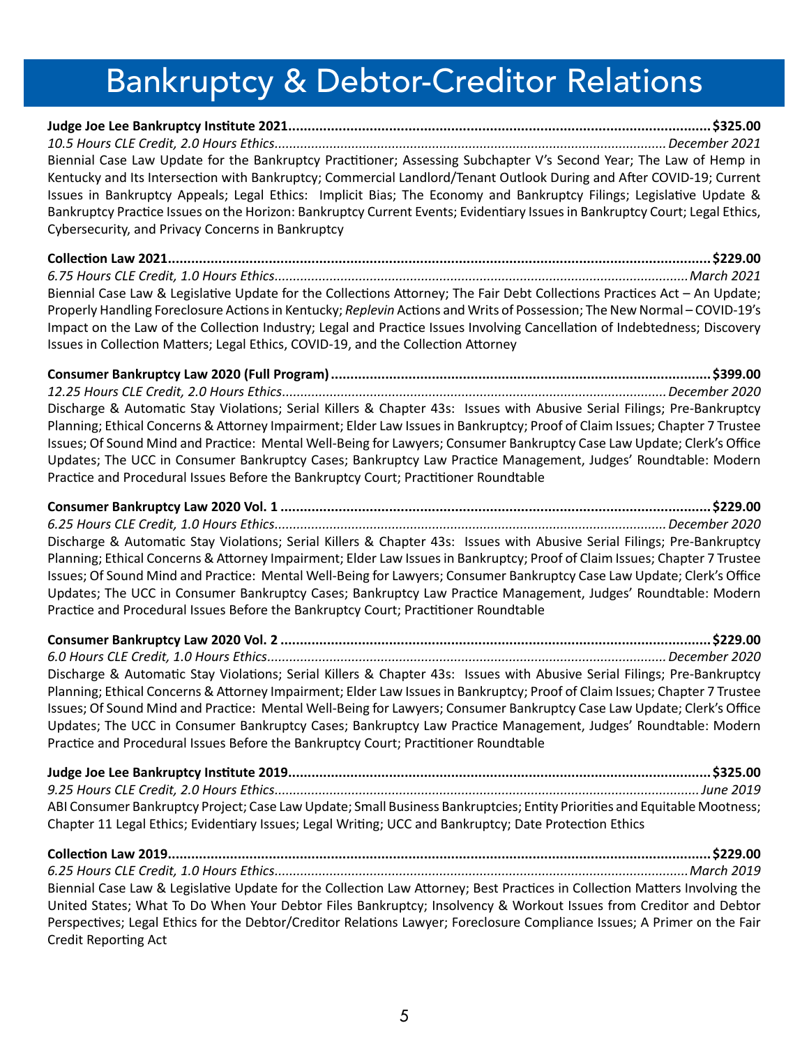# Bankruptcy & Debtor-Creditor Relations

**Judge Joe Lee Bankruptcy Institute 2021............................................................................................................$325.00**
*10.5 Hours CLE Credit, 2.0 Hours Ethics..........................................................................................................December 2021*
Biennial Case Law Update for the Bankruptcy Practitioner; Assessing Subchapter V's Second Year; The Law of Hemp in Kentucky and Its Intersection with Bankruptcy; Commercial Landlord/Tenant Outlook During and After COVID-19; Current Issues in Bankruptcy Appeals; Legal Ethics: Implicit Bias; The Economy and Bankruptcy Filings; Legislative Update & Bankruptcy Practice Issues on the Horizon: Bankruptcy Current Events; Evidentiary Issues in Bankruptcy Court; Legal Ethics, Cybersecurity, and Privacy Concerns in Bankruptcy

**Collection Law 2021...........................................................................................................................................$229.00**
*6.75 Hours CLE Credit, 1.0 Hours Ethics................................................................................................................March 2021*
Biennial Case Law & Legislative Update for the Collections Attorney; The Fair Debt Collections Practices Act – An Update; Properly Handling Foreclosure Actions in Kentucky; *Replevin* Actions and Writs of Possession; The New Normal – COVID-19's Impact on the Law of the Collection Industry; Legal and Practice Issues Involving Cancellation of Indebtedness; Discovery Issues in Collection Matters; Legal Ethics, COVID-19, and the Collection Attorney

**Consumer Bankruptcy Law 2020 (Full Program) .................................................................................................$399.00**
*12.25 Hours CLE Credit, 2.0 Hours Ethics........................................................................................................December 2020*
Discharge & Automatic Stay Violations; Serial Killers & Chapter 43s: Issues with Abusive Serial Filings; Pre-Bankruptcy Planning; Ethical Concerns & Attorney Impairment; Elder Law Issues in Bankruptcy; Proof of Claim Issues; Chapter 7 Trustee Issues; Of Sound Mind and Practice: Mental Well-Being for Lawyers; Consumer Bankruptcy Case Law Update; Clerk's Office Updates; The UCC in Consumer Bankruptcy Cases; Bankruptcy Law Practice Management, Judges' Roundtable: Modern Practice and Procedural Issues Before the Bankruptcy Court; Practitioner Roundtable

**Consumer Bankruptcy Law 2020 Vol. 1 ...............................................................................................................$229.00**
*6.25 Hours CLE Credit, 1.0 Hours Ethics..........................................................................................................December 2020*
Discharge & Automatic Stay Violations; Serial Killers & Chapter 43s: Issues with Abusive Serial Filings; Pre-Bankruptcy Planning; Ethical Concerns & Attorney Impairment; Elder Law Issues in Bankruptcy; Proof of Claim Issues; Chapter 7 Trustee Issues; Of Sound Mind and Practice: Mental Well-Being for Lawyers; Consumer Bankruptcy Case Law Update; Clerk's Office Updates; The UCC in Consumer Bankruptcy Cases; Bankruptcy Law Practice Management, Judges' Roundtable: Modern Practice and Procedural Issues Before the Bankruptcy Court; Practitioner Roundtable

**Consumer Bankruptcy Law 2020 Vol. 2 ...............................................................................................................$229.00**
*6.0 Hours CLE Credit, 1.0 Hours Ethics............................................................................................................December 2020*
Discharge & Automatic Stay Violations; Serial Killers & Chapter 43s: Issues with Abusive Serial Filings; Pre-Bankruptcy Planning; Ethical Concerns & Attorney Impairment; Elder Law Issues in Bankruptcy; Proof of Claim Issues; Chapter 7 Trustee Issues; Of Sound Mind and Practice: Mental Well-Being for Lawyers; Consumer Bankruptcy Case Law Update; Clerk's Office Updates; The UCC in Consumer Bankruptcy Cases; Bankruptcy Law Practice Management, Judges' Roundtable: Modern Practice and Procedural Issues Before the Bankruptcy Court; Practitioner Roundtable

**Judge Joe Lee Bankruptcy Institute 2019............................................................................................................$325.00**
*9.25 Hours CLE Credit, 2.0 Hours Ethics..................................................................................................................June 2019*
ABI Consumer Bankruptcy Project; Case Law Update; Small Business Bankruptcies; Entity Priorities and Equitable Mootness; Chapter 11 Legal Ethics; Evidentiary Issues; Legal Writing; UCC and Bankruptcy; Date Protection Ethics

**Collection Law 2019...........................................................................................................................................$229.00**
*6.25 Hours CLE Credit, 1.0 Hours Ethics...............................................................................................................March 2019*
Biennial Case Law & Legislative Update for the Collection Law Attorney; Best Practices in Collection Matters Involving the United States; What To Do When Your Debtor Files Bankruptcy; Insolvency & Workout Issues from Creditor and Debtor Perspectives; Legal Ethics for the Debtor/Creditor Relations Lawyer; Foreclosure Compliance Issues; A Primer on the Fair Credit Reporting Act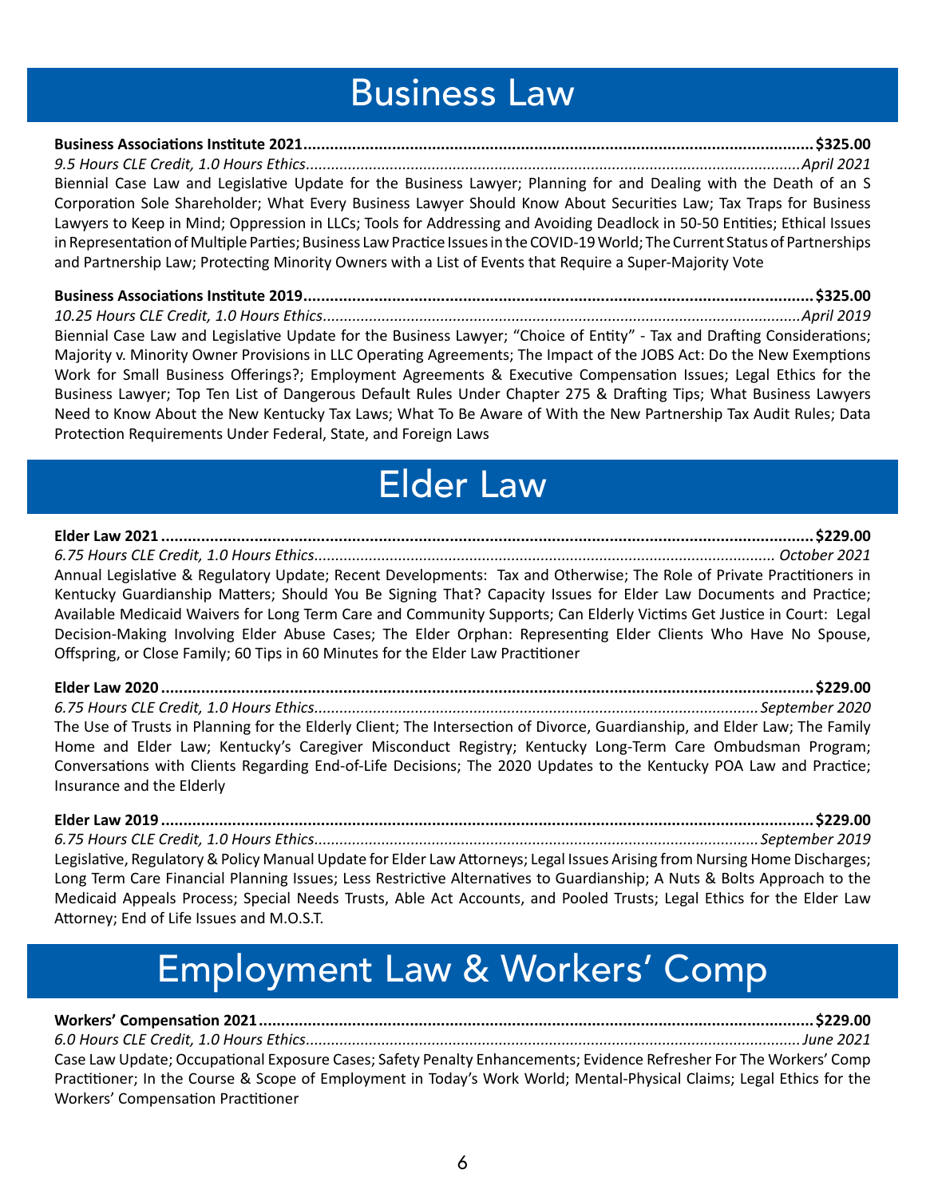# Business Law

**Business Associations Institute 2021..................................................................................................$325.00**
*9.5 Hours CLE Credit, 1.0 Hours Ethics.....................................................................................................April 2021*
Biennial Case Law and Legislative Update for the Business Lawyer; Planning for and Dealing with the Death of an S Corporation Sole Shareholder; What Every Business Lawyer Should Know About Securities Law; Tax Traps for Business Lawyers to Keep in Mind; Oppression in LLCs; Tools for Addressing and Avoiding Deadlock in 50-50 Entities; Ethical Issues in Representation of Multiple Parties; Business Law Practice Issues in the COVID-19 World; The Current Status of Partnerships and Partnership Law; Protecting Minority Owners with a List of Events that Require a Super-Majority Vote

**Business Associations Institute 2019..................................................................................................$325.00**
*10.25 Hours CLE Credit, 1.0 Hours Ethics.................................................................................................April 2019*
Biennial Case Law and Legislative Update for the Business Lawyer; "Choice of Entity" - Tax and Drafting Considerations; Majority v. Minority Owner Provisions in LLC Operating Agreements; The Impact of the JOBS Act: Do the New Exemptions Work for Small Business Offerings?; Employment Agreements & Executive Compensation Issues; Legal Ethics for the Business Lawyer; Top Ten List of Dangerous Default Rules Under Chapter 275 & Drafting Tips; What Business Lawyers Need to Know About the New Kentucky Tax Laws; What To Be Aware of With the New Partnership Tax Audit Rules; Data Protection Requirements Under Federal, State, and Foreign Laws

# Elder Law

**Elder Law 2021 ...........................................................................................................................................$229.00**
*6.75 Hours CLE Credit, 1.0 Hours Ethics............................................................................................................ October 2021*
Annual Legislative & Regulatory Update; Recent Developments: Tax and Otherwise; The Role of Private Practitioners in Kentucky Guardianship Matters; Should You Be Signing That? Capacity Issues for Elder Law Documents and Practice; Available Medicaid Waivers for Long Term Care and Community Supports; Can Elderly Victims Get Justice in Court: Legal Decision-Making Involving Elder Abuse Cases; The Elder Orphan: Representing Elder Clients Who Have No Spouse, Offspring, or Close Family; 60 Tips in 60 Minutes for the Elder Law Practitioner

**Elder Law 2020 ...........................................................................................................................................$229.00**
*6.75 Hours CLE Credit, 1.0 Hours Ethics........................................................................................................September 2020*
The Use of Trusts in Planning for the Elderly Client; The Intersection of Divorce, Guardianship, and Elder Law; The Family Home and Elder Law; Kentucky's Caregiver Misconduct Registry; Kentucky Long-Term Care Ombudsman Program; Conversations with Clients Regarding End-of-Life Decisions; The 2020 Updates to the Kentucky POA Law and Practice; Insurance and the Elderly

**Elder Law 2019 ...........................................................................................................................................$229.00**
*6.75 Hours CLE Credit, 1.0 Hours Ethics........................................................................................................September 2019*
Legislative, Regulatory & Policy Manual Update for Elder Law Attorneys; Legal Issues Arising from Nursing Home Discharges; Long Term Care Financial Planning Issues; Less Restrictive Alternatives to Guardianship; A Nuts & Bolts Approach to the Medicaid Appeals Process; Special Needs Trusts, Able Act Accounts, and Pooled Trusts; Legal Ethics for the Elder Law Attorney; End of Life Issues and M.O.S.T.

# Employment Law & Workers' Comp

**Workers' Compensation 2021...................................................................................................................$229.00**
*6.0 Hours CLE Credit, 1.0 Hours Ethics.....................................................................................................June 2021*
Case Law Update; Occupational Exposure Cases; Safety Penalty Enhancements; Evidence Refresher For The Workers' Comp Practitioner; In the Course & Scope of Employment in Today's Work World; Mental-Physical Claims; Legal Ethics for the Workers' Compensation Practitioner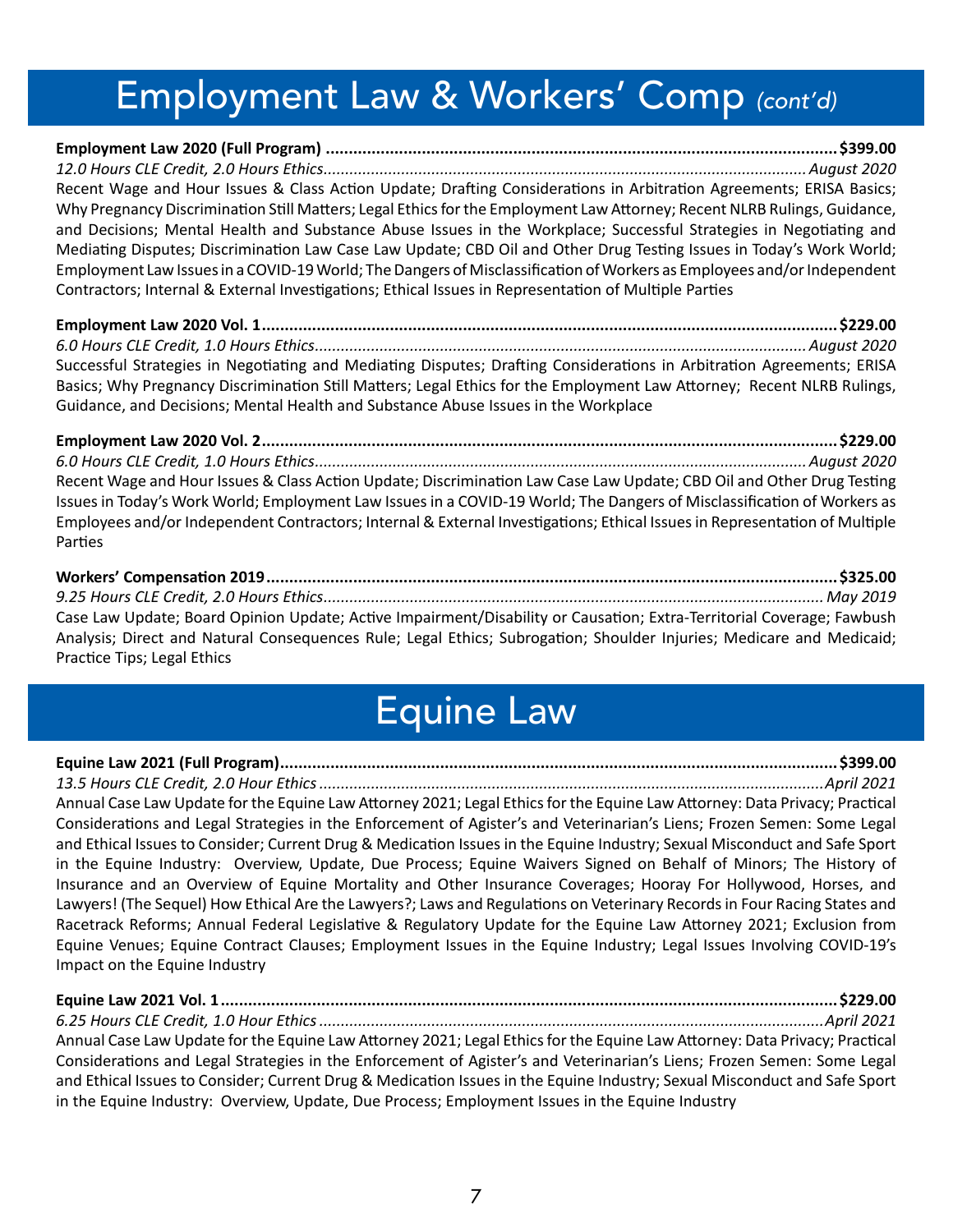# Employment Law & Workers' Comp *(cont'd)*

**Employment Law 2020 (Full Program) ............................................................................................................. $399.00**
*12.0 Hours CLE Credit, 2.0 Hours Ethics............................................................................................................... August 2020*
Recent Wage and Hour Issues & Class Action Update; Drafting Considerations in Arbitration Agreements; ERISA Basics; Why Pregnancy Discrimination Still Matters; Legal Ethics for the Employment Law Attorney; Recent NLRB Rulings, Guidance, and Decisions; Mental Health and Substance Abuse Issues in the Workplace; Successful Strategies in Negotiating and Mediating Disputes; Discrimination Law Case Law Update; CBD Oil and Other Drug Testing Issues in Today's Work World; Employment Law Issues in a COVID-19 World; The Dangers of Misclassification of Workers as Employees and/or Independent Contractors; Internal & External Investigations; Ethical Issues in Representation of Multiple Parties

**Employment Law 2020 Vol. 1.............................................................................................................................. $229.00**
*6.0 Hours CLE Credit, 1.0 Hours Ethics................................................................................................................. August 2020*
Successful Strategies in Negotiating and Mediating Disputes; Drafting Considerations in Arbitration Agreements; ERISA Basics; Why Pregnancy Discrimination Still Matters; Legal Ethics for the Employment Law Attorney; Recent NLRB Rulings, Guidance, and Decisions; Mental Health and Substance Abuse Issues in the Workplace

**Employment Law 2020 Vol. 2.............................................................................................................................. $229.00**
*6.0 Hours CLE Credit, 1.0 Hours Ethics................................................................................................................. August 2020*
Recent Wage and Hour Issues & Class Action Update; Discrimination Law Case Law Update; CBD Oil and Other Drug Testing Issues in Today's Work World; Employment Law Issues in a COVID-19 World; The Dangers of Misclassification of Workers as Employees and/or Independent Contractors; Internal & External Investigations; Ethical Issues in Representation of Multiple Parties

**Workers' Compensation 2019............................................................................................................................ $325.00**
*9.25 Hours CLE Credit, 2.0 Hours Ethics................................................................................................................... May 2019*
Case Law Update; Board Opinion Update; Active Impairment/Disability or Causation; Extra-Territorial Coverage; Fawbush Analysis; Direct and Natural Consequences Rule; Legal Ethics; Subrogation; Shoulder Injuries; Medicare and Medicaid; Practice Tips; Legal Ethics

# Equine Law

**Equine Law 2021 (Full Program)......................................................................................................................... $399.00**
*13.5 Hours CLE Credit, 2.0 Hour Ethics .................................................................................................................... April 2021*
Annual Case Law Update for the Equine Law Attorney 2021; Legal Ethics for the Equine Law Attorney: Data Privacy; Practical Considerations and Legal Strategies in the Enforcement of Agister's and Veterinarian's Liens; Frozen Semen: Some Legal and Ethical Issues to Consider; Current Drug & Medication Issues in the Equine Industry; Sexual Misconduct and Safe Sport in the Equine Industry: Overview, Update, Due Process; Equine Waivers Signed on Behalf of Minors; The History of Insurance and an Overview of Equine Mortality and Other Insurance Coverages; Hooray For Hollywood, Horses, and Lawyers! (The Sequel) How Ethical Are the Lawyers?; Laws and Regulations on Veterinary Records in Four Racing States and Racetrack Reforms; Annual Federal Legislative & Regulatory Update for the Equine Law Attorney 2021; Exclusion from Equine Venues; Equine Contract Clauses; Employment Issues in the Equine Industry; Legal Issues Involving COVID-19's Impact on the Equine Industry

**Equine Law 2021 Vol. 1 ...................................................................................................................................... $229.00**
*6.25 Hours CLE Credit, 1.0 Hour Ethics .................................................................................................................... April 2021*
Annual Case Law Update for the Equine Law Attorney 2021; Legal Ethics for the Equine Law Attorney: Data Privacy; Practical Considerations and Legal Strategies in the Enforcement of Agister's and Veterinarian's Liens; Frozen Semen: Some Legal and Ethical Issues to Consider; Current Drug & Medication Issues in the Equine Industry; Sexual Misconduct and Safe Sport in the Equine Industry: Overview, Update, Due Process; Employment Issues in the Equine Industry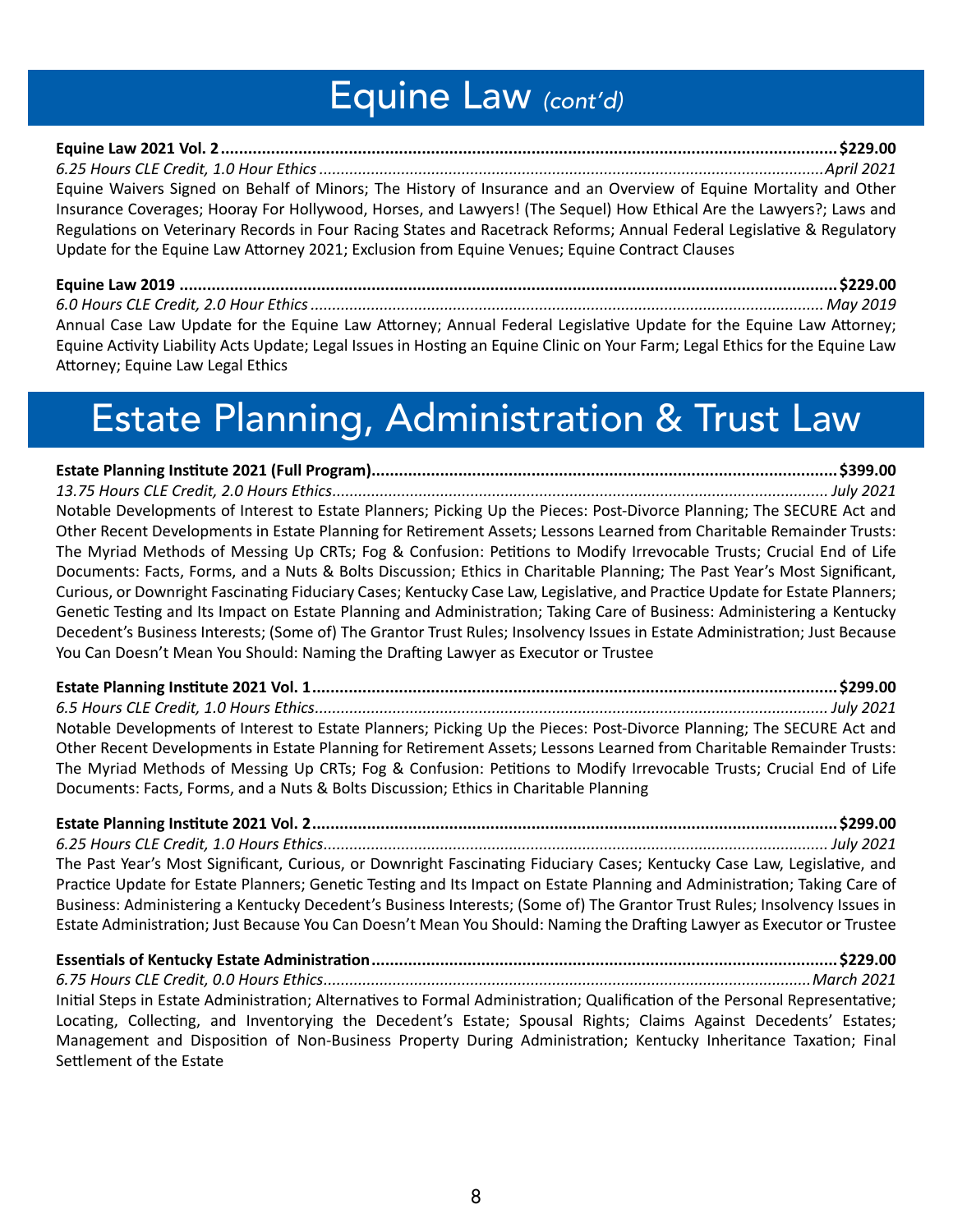# Equine Law *(cont'd)*

**Equine Law 2021 Vol. 2 ........................................................ $229.00**
*6.25 Hours CLE Credit, 1.0 Hour Ethics ........................................................ April 2021*
Equine Waivers Signed on Behalf of Minors; The History of Insurance and an Overview of Equine Mortality and Other Insurance Coverages; Hooray For Hollywood, Horses, and Lawyers! (The Sequel) How Ethical Are the Lawyers?; Laws and Regulations on Veterinary Records in Four Racing States and Racetrack Reforms; Annual Federal Legislative & Regulatory Update for the Equine Law Attorney 2021; Exclusion from Equine Venues; Equine Contract Clauses

**Equine Law 2019 ........................................................ $229.00**
*6.0 Hours CLE Credit, 2.0 Hour Ethics ........................................................ May 2019*
Annual Case Law Update for the Equine Law Attorney; Annual Federal Legislative Update for the Equine Law Attorney; Equine Activity Liability Acts Update; Legal Issues in Hosting an Equine Clinic on Your Farm; Legal Ethics for the Equine Law Attorney; Equine Law Legal Ethics

# Estate Planning, Administration & Trust Law

**Estate Planning Institute 2021 (Full Program) ........................................................ $399.00**
*13.75 Hours CLE Credit, 2.0 Hours Ethics ........................................................ July 2021*
Notable Developments of Interest to Estate Planners; Picking Up the Pieces: Post-Divorce Planning; The SECURE Act and Other Recent Developments in Estate Planning for Retirement Assets; Lessons Learned from Charitable Remainder Trusts: The Myriad Methods of Messing Up CRTs; Fog & Confusion: Petitions to Modify Irrevocable Trusts; Crucial End of Life Documents: Facts, Forms, and a Nuts & Bolts Discussion; Ethics in Charitable Planning; The Past Year's Most Significant, Curious, or Downright Fascinating Fiduciary Cases; Kentucky Case Law, Legislative, and Practice Update for Estate Planners; Genetic Testing and Its Impact on Estate Planning and Administration; Taking Care of Business: Administering a Kentucky Decedent's Business Interests; (Some of) The Grantor Trust Rules; Insolvency Issues in Estate Administration; Just Because You Can Doesn't Mean You Should: Naming the Drafting Lawyer as Executor or Trustee

**Estate Planning Institute 2021 Vol. 1 ........................................................ $299.00**
*6.5 Hours CLE Credit, 1.0 Hours Ethics ........................................................ July 2021*
Notable Developments of Interest to Estate Planners; Picking Up the Pieces: Post-Divorce Planning; The SECURE Act and Other Recent Developments in Estate Planning for Retirement Assets; Lessons Learned from Charitable Remainder Trusts: The Myriad Methods of Messing Up CRTs; Fog & Confusion: Petitions to Modify Irrevocable Trusts; Crucial End of Life Documents: Facts, Forms, and a Nuts & Bolts Discussion; Ethics in Charitable Planning

**Estate Planning Institute 2021 Vol. 2 ........................................................ $299.00**
*6.25 Hours CLE Credit, 1.0 Hours Ethics ........................................................ July 2021*
The Past Year's Most Significant, Curious, or Downright Fascinating Fiduciary Cases; Kentucky Case Law, Legislative, and Practice Update for Estate Planners; Genetic Testing and Its Impact on Estate Planning and Administration; Taking Care of Business: Administering a Kentucky Decedent's Business Interests; (Some of) The Grantor Trust Rules; Insolvency Issues in Estate Administration; Just Because You Can Doesn't Mean You Should: Naming the Drafting Lawyer as Executor or Trustee

**Essentials of Kentucky Estate Administration ........................................................ $229.00**
*6.75 Hours CLE Credit, 0.0 Hours Ethics ........................................................ March 2021*
Initial Steps in Estate Administration; Alternatives to Formal Administration; Qualification of the Personal Representative; Locating, Collecting, and Inventorying the Decedent's Estate; Spousal Rights; Claims Against Decedents' Estates; Management and Disposition of Non-Business Property During Administration; Kentucky Inheritance Taxation; Final Settlement of the Estate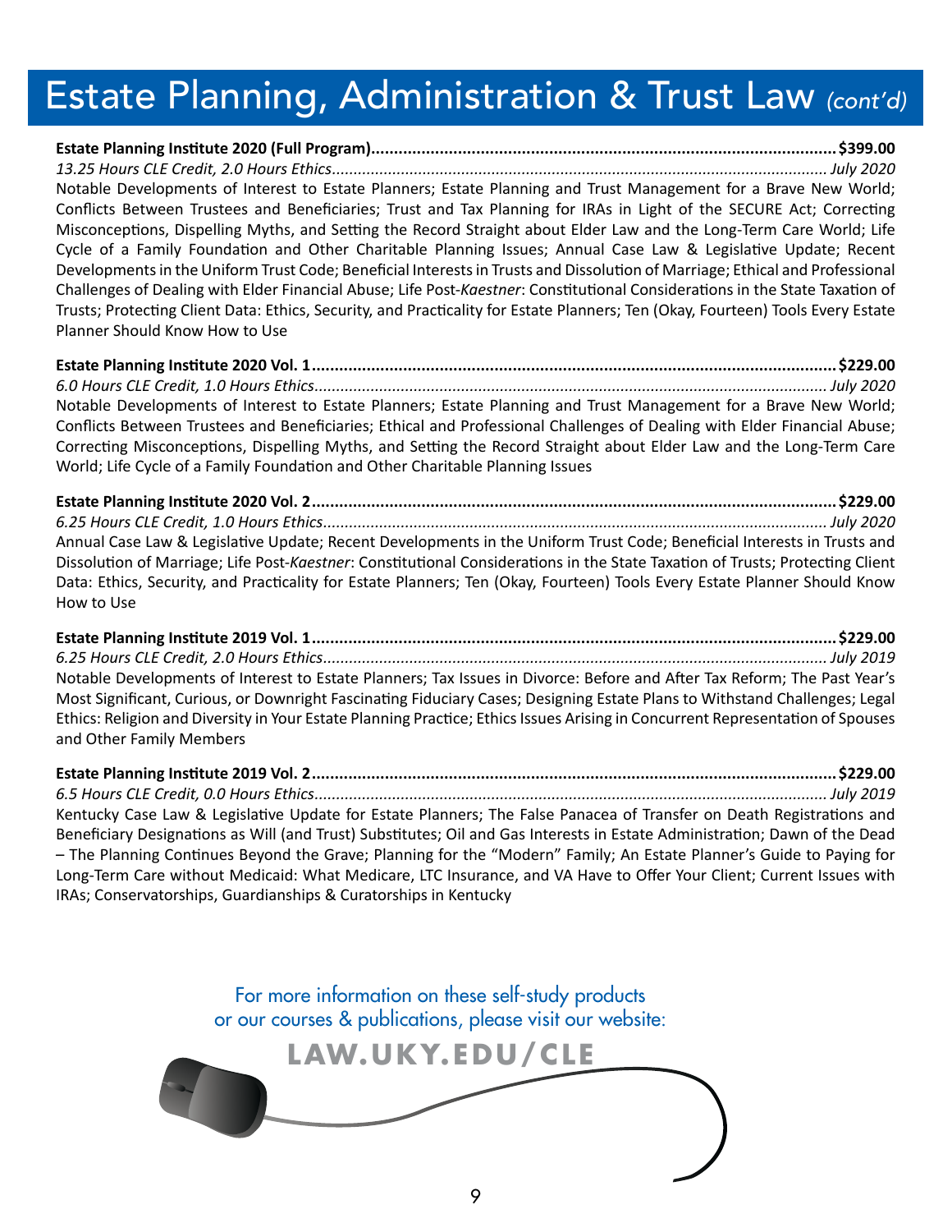# Estate Planning, Administration & Trust Law *(cont'd)*

**Estate Planning Institute 2020 (Full Program)....................................................................................................$399.00**
*13.25 Hours CLE Credit, 2.0 Hours Ethics................................................................................................................. July 2020*
Notable Developments of Interest to Estate Planners; Estate Planning and Trust Management for a Brave New World; Conflicts Between Trustees and Beneficiaries; Trust and Tax Planning for IRAs in Light of the SECURE Act; Correcting Misconceptions, Dispelling Myths, and Setting the Record Straight about Elder Law and the Long-Term Care World; Life Cycle of a Family Foundation and Other Charitable Planning Issues; Annual Case Law & Legislative Update; Recent Developments in the Uniform Trust Code; Beneficial Interests in Trusts and Dissolution of Marriage; Ethical and Professional Challenges of Dealing with Elder Financial Abuse; Life Post-*Kaestner*: Constitutional Considerations in the State Taxation of Trusts; Protecting Client Data: Ethics, Security, and Practicality for Estate Planners; Ten (Okay, Fourteen) Tools Every Estate Planner Should Know How to Use

**Estate Planning Institute 2020 Vol. 1..................................................................................................................$229.00**
*6.0 Hours CLE Credit, 1.0 Hours Ethics..................................................................................................................... July 2020*
Notable Developments of Interest to Estate Planners; Estate Planning and Trust Management for a Brave New World; Conflicts Between Trustees and Beneficiaries; Ethical and Professional Challenges of Dealing with Elder Financial Abuse; Correcting Misconceptions, Dispelling Myths, and Setting the Record Straight about Elder Law and the Long-Term Care World; Life Cycle of a Family Foundation and Other Charitable Planning Issues

**Estate Planning Institute 2020 Vol. 2..................................................................................................................$229.00**
*6.25 Hours CLE Credit, 1.0 Hours Ethics................................................................................................................... July 2020*
Annual Case Law & Legislative Update; Recent Developments in the Uniform Trust Code; Beneficial Interests in Trusts and Dissolution of Marriage; Life Post-*Kaestner*: Constitutional Considerations in the State Taxation of Trusts; Protecting Client Data: Ethics, Security, and Practicality for Estate Planners; Ten (Okay, Fourteen) Tools Every Estate Planner Should Know How to Use

**Estate Planning Institute 2019 Vol. 1..................................................................................................................$229.00**
*6.25 Hours CLE Credit, 2.0 Hours Ethics................................................................................................................... July 2019*
Notable Developments of Interest to Estate Planners; Tax Issues in Divorce: Before and After Tax Reform; The Past Year's Most Significant, Curious, or Downright Fascinating Fiduciary Cases; Designing Estate Plans to Withstand Challenges; Legal Ethics: Religion and Diversity in Your Estate Planning Practice; Ethics Issues Arising in Concurrent Representation of Spouses and Other Family Members

**Estate Planning Institute 2019 Vol. 2..................................................................................................................$229.00**
*6.5 Hours CLE Credit, 0.0 Hours Ethics..................................................................................................................... July 2019*
Kentucky Case Law & Legislative Update for Estate Planners; The False Panacea of Transfer on Death Registrations and Beneficiary Designations as Will (and Trust) Substitutes; Oil and Gas Interests in Estate Administration; Dawn of the Dead – The Planning Continues Beyond the Grave; Planning for the "Modern" Family; An Estate Planner's Guide to Paying for Long-Term Care without Medicaid: What Medicare, LTC Insurance, and VA Have to Offer Your Client; Current Issues with IRAs; Conservatorships, Guardianships & Curatorships in Kentucky

For more information on these self-study products or our courses & publications, please visit our website:

**LAW.UKY.EDU/CLE**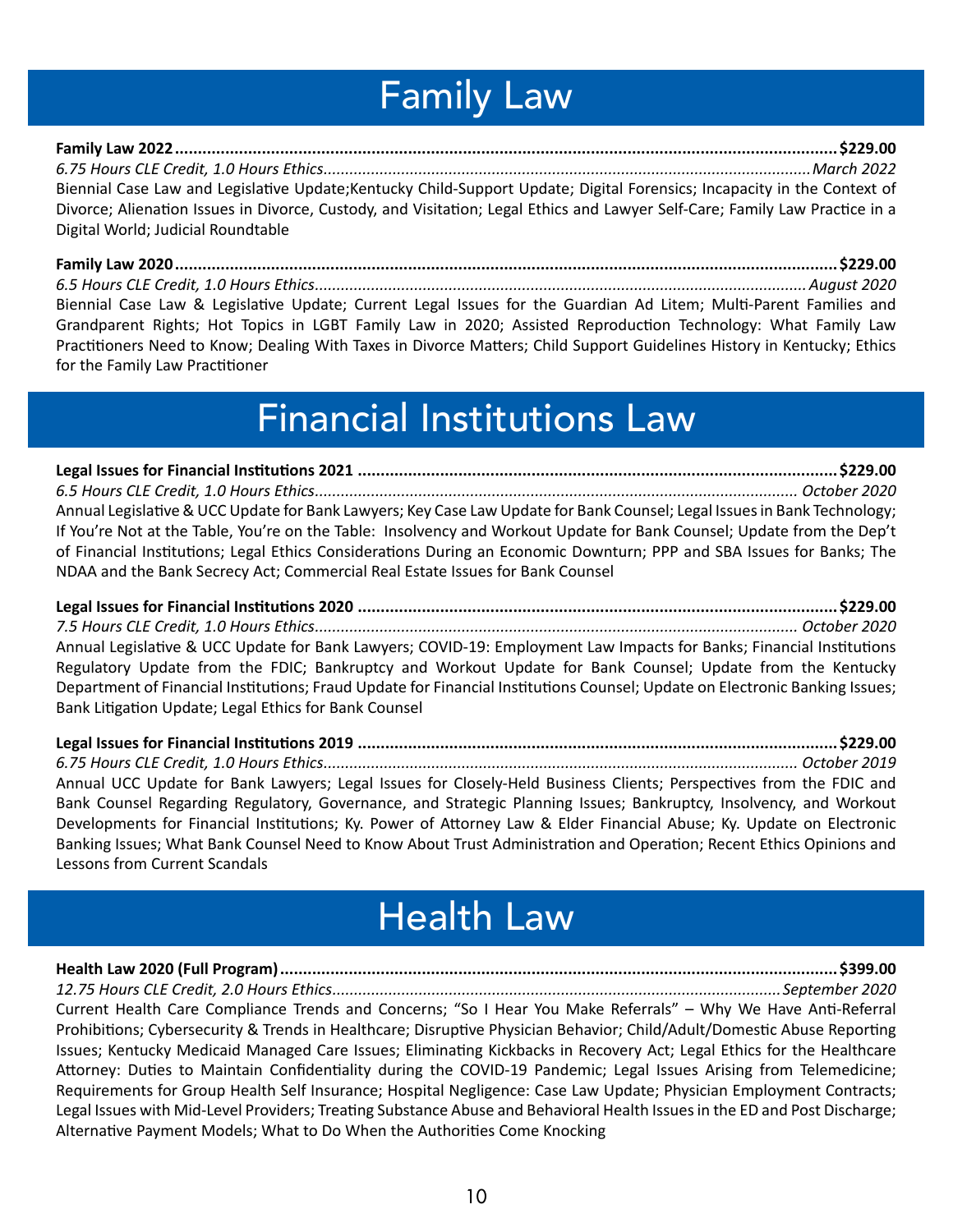# Family Law

**Family Law 2022 .............................................................................................................................................$229.00**
*6.75 Hours CLE Credit, 1.0 Hours Ethics...............................................................................................................March 2022*
Biennial Case Law and Legislative Update;Kentucky Child-Support Update; Digital Forensics; Incapacity in the Context of Divorce; Alienation Issues in Divorce, Custody, and Visitation; Legal Ethics and Lawyer Self-Care; Family Law Practice in a Digital World; Judicial Roundtable

**Family Law 2020 .............................................................................................................................................$229.00**
*6.5 Hours CLE Credit, 1.0 Hours Ethics................................................................................................................August 2020*
Biennial Case Law & Legislative Update; Current Legal Issues for the Guardian Ad Litem; Multi-Parent Families and Grandparent Rights; Hot Topics in LGBT Family Law in 2020; Assisted Reproduction Technology: What Family Law Practitioners Need to Know; Dealing With Taxes in Divorce Matters; Child Support Guidelines History in Kentucky; Ethics for the Family Law Practitioner

# Financial Institutions Law

**Legal Issues for Financial Institutions 2021 ....................................................................................................$229.00**
*6.5 Hours CLE Credit, 1.0 Hours Ethics.............................................................................................................. October 2020*
Annual Legislative & UCC Update for Bank Lawyers; Key Case Law Update for Bank Counsel; Legal Issues in Bank Technology; If You're Not at the Table, You're on the Table: Insolvency and Workout Update for Bank Counsel; Update from the Dep't of Financial Institutions; Legal Ethics Considerations During an Economic Downturn; PPP and SBA Issues for Banks; The NDAA and the Bank Secrecy Act; Commercial Real Estate Issues for Bank Counsel

**Legal Issues for Financial Institutions 2020 ....................................................................................................$229.00**
*7.5 Hours CLE Credit, 1.0 Hours Ethics.............................................................................................................. October 2020*
Annual Legislative & UCC Update for Bank Lawyers; COVID-19: Employment Law Impacts for Banks; Financial Institutions Regulatory Update from the FDIC; Bankruptcy and Workout Update for Bank Counsel; Update from the Kentucky Department of Financial Institutions; Fraud Update for Financial Institutions Counsel; Update on Electronic Banking Issues; Bank Litigation Update; Legal Ethics for Bank Counsel

**Legal Issues for Financial Institutions 2019 ....................................................................................................$229.00**
*6.75 Hours CLE Credit, 1.0 Hours Ethics............................................................................................................ October 2019*
Annual UCC Update for Bank Lawyers; Legal Issues for Closely-Held Business Clients; Perspectives from the FDIC and Bank Counsel Regarding Regulatory, Governance, and Strategic Planning Issues; Bankruptcy, Insolvency, and Workout Developments for Financial Institutions; Ky. Power of Attorney Law & Elder Financial Abuse; Ky. Update on Electronic Banking Issues; What Bank Counsel Need to Know About Trust Administration and Operation; Recent Ethics Opinions and Lessons from Current Scandals

# Health Law

**Health Law 2020 (Full Program)........................................................................................................................$399.00**
*12.75 Hours CLE Credit, 2.0 Hours Ethics.......................................................................................................September 2020*
Current Health Care Compliance Trends and Concerns; "So I Hear You Make Referrals" – Why We Have Anti-Referral Prohibitions; Cybersecurity & Trends in Healthcare; Disruptive Physician Behavior; Child/Adult/Domestic Abuse Reporting Issues; Kentucky Medicaid Managed Care Issues; Eliminating Kickbacks in Recovery Act; Legal Ethics for the Healthcare Attorney: Duties to Maintain Confidentiality during the COVID-19 Pandemic; Legal Issues Arising from Telemedicine; Requirements for Group Health Self Insurance; Hospital Negligence: Case Law Update; Physician Employment Contracts; Legal Issues with Mid-Level Providers; Treating Substance Abuse and Behavioral Health Issues in the ED and Post Discharge; Alternative Payment Models; What to Do When the Authorities Come Knocking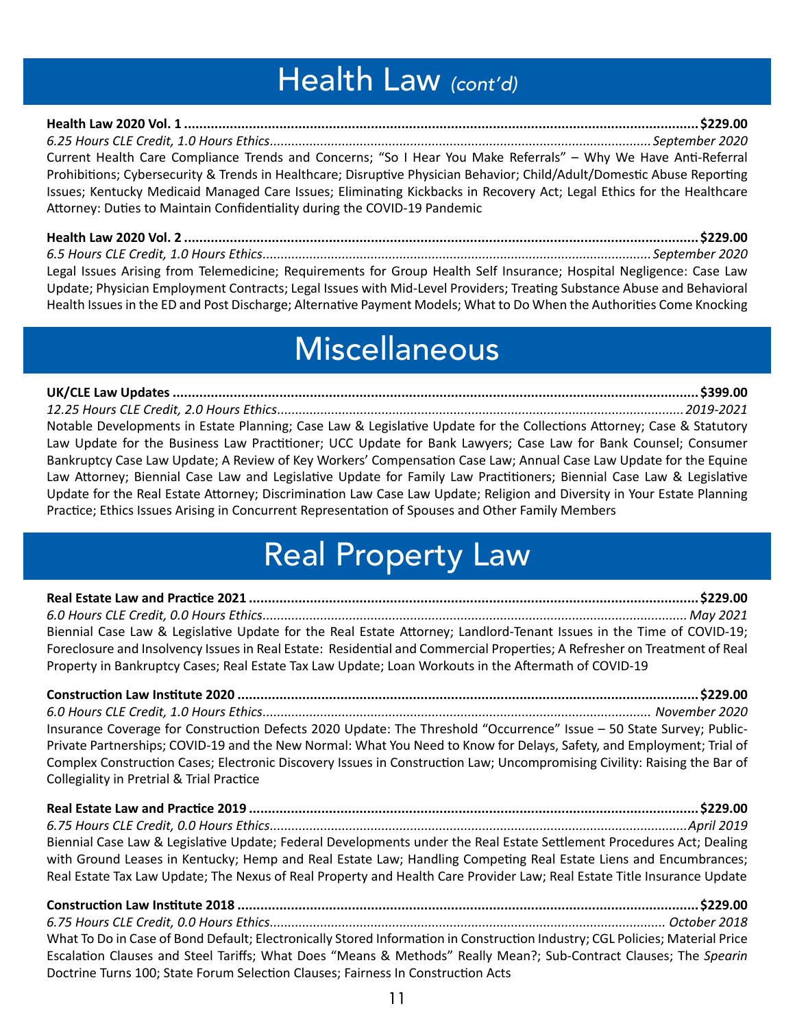# Health Law *(cont'd)*

**Health Law 2020 Vol. 1 ........................................................ $229.00**
*6.25 Hours CLE Credit, 1.0 Hours Ethics........................................ September 2020*
Current Health Care Compliance Trends and Concerns; "So I Hear You Make Referrals" – Why We Have Anti-Referral Prohibitions; Cybersecurity & Trends in Healthcare; Disruptive Physician Behavior; Child/Adult/Domestic Abuse Reporting Issues; Kentucky Medicaid Managed Care Issues; Eliminating Kickbacks in Recovery Act; Legal Ethics for the Healthcare Attorney: Duties to Maintain Confidentiality during the COVID-19 Pandemic

**Health Law 2020 Vol. 2 ........................................................ $229.00**
*6.5 Hours CLE Credit, 1.0 Hours Ethics........................................ September 2020*
Legal Issues Arising from Telemedicine; Requirements for Group Health Self Insurance; Hospital Negligence: Case Law Update; Physician Employment Contracts; Legal Issues with Mid-Level Providers; Treating Substance Abuse and Behavioral Health Issues in the ED and Post Discharge; Alternative Payment Models; What to Do When the Authorities Come Knocking

# Miscellaneous

**UK/CLE Law Updates ........................................................ $399.00**
*12.25 Hours CLE Credit, 2.0 Hours Ethics........................................ 2019-2021*
Notable Developments in Estate Planning; Case Law & Legislative Update for the Collections Attorney; Case & Statutory Law Update for the Business Law Practitioner; UCC Update for Bank Lawyers; Case Law for Bank Counsel; Consumer Bankruptcy Case Law Update; A Review of Key Workers' Compensation Case Law; Annual Case Law Update for the Equine Law Attorney; Biennial Case Law and Legislative Update for Family Law Practitioners; Biennial Case Law & Legislative Update for the Real Estate Attorney; Discrimination Law Case Law Update; Religion and Diversity in Your Estate Planning Practice; Ethics Issues Arising in Concurrent Representation of Spouses and Other Family Members

# Real Property Law

**Real Estate Law and Practice 2021 ........................................................ $229.00**
*6.0 Hours CLE Credit, 0.0 Hours Ethics........................................ May 2021*
Biennial Case Law & Legislative Update for the Real Estate Attorney; Landlord-Tenant Issues in the Time of COVID-19; Foreclosure and Insolvency Issues in Real Estate: Residential and Commercial Properties; A Refresher on Treatment of Real Property in Bankruptcy Cases; Real Estate Tax Law Update; Loan Workouts in the Aftermath of COVID-19

**Construction Law Institute 2020 ........................................................ $229.00**
*6.0 Hours CLE Credit, 1.0 Hours Ethics........................................ November 2020*
Insurance Coverage for Construction Defects 2020 Update: The Threshold "Occurrence" Issue – 50 State Survey; Public-Private Partnerships; COVID-19 and the New Normal: What You Need to Know for Delays, Safety, and Employment; Trial of Complex Construction Cases; Electronic Discovery Issues in Construction Law; Uncompromising Civility: Raising the Bar of Collegiality in Pretrial & Trial Practice

**Real Estate Law and Practice 2019 ........................................................ $229.00**
*6.75 Hours CLE Credit, 0.0 Hours Ethics........................................ April 2019*
Biennial Case Law & Legislative Update; Federal Developments under the Real Estate Settlement Procedures Act; Dealing with Ground Leases in Kentucky; Hemp and Real Estate Law; Handling Competing Real Estate Liens and Encumbrances; Real Estate Tax Law Update; The Nexus of Real Property and Health Care Provider Law; Real Estate Title Insurance Update

**Construction Law Institute 2018 ........................................................ $229.00**
*6.75 Hours CLE Credit, 0.0 Hours Ethics........................................ October 2018*
What To Do in Case of Bond Default; Electronically Stored Information in Construction Industry; CGL Policies; Material Price Escalation Clauses and Steel Tariffs; What Does "Means & Methods" Really Mean?; Sub-Contract Clauses; The *Spearin* Doctrine Turns 100; State Forum Selection Clauses; Fairness In Construction Acts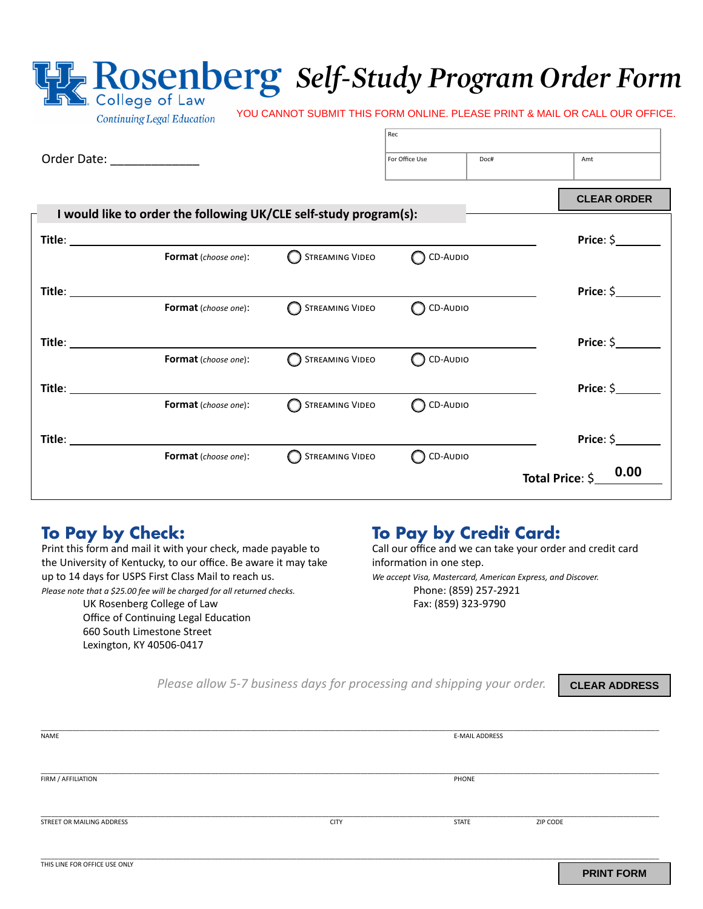# Rosenberg College of Law — Continuing Legal Education

# Self-Study Program Order Form

YOU CANNOT SUBMIT THIS FORM ONLINE. PLEASE PRINT & MAIL OR CALL OUR OFFICE.

| Rec | | |
|---|---|---|
| For Office Use | Doc# | Amt |

Order Date: _____________

CLEAR ORDER

**I would like to order the following UK/CLE self-study program(s):**

**Title**: ____________________________________________ **Price**: $_______
**Format** (*choose one*): ◯ STREAMING VIDEO ◯ CD-AUDIO

**Title**: ____________________________________________ **Price**: $_______
**Format** (*choose one*): ◯ STREAMING VIDEO ◯ CD-AUDIO

**Title**: ____________________________________________ **Price**: $_______
**Format** (*choose one*): ◯ STREAMING VIDEO ◯ CD-AUDIO

**Title**: ____________________________________________ **Price**: $_______
**Format** (*choose one*): ◯ STREAMING VIDEO ◯ CD-AUDIO

**Title**: ____________________________________________ **Price**: $_______
**Format** (*choose one*): ◯ STREAMING VIDEO ◯ CD-AUDIO

**Total Price**: $ **0.00**

## To Pay by Check:

Print this form and mail it with your check, made payable to the University of Kentucky, to our office. Be aware it may take up to 14 days for USPS First Class Mail to reach us.

*Please note that a $25.00 fee will be charged for all returned checks.*

UK Rosenberg College of Law
Office of Continuing Legal Education
660 South Limestone Street
Lexington, KY 40506-0417

## To Pay by Credit Card:

Call our office and we can take your order and credit card information in one step.

*We accept Visa, Mastercard, American Express, and Discover.*

Phone: (859) 257-2921
Fax: (859) 323-9790

*Please allow 5-7 business days for processing and shipping your order.*

CLEAR ADDRESS

NAME ______________________ E-MAIL ADDRESS ______________________

FIRM / AFFILIATION ______________________ PHONE ______________________

STREET OR MAILING ADDRESS ______________________ CITY ____________ STATE ______ ZIP CODE ______

THIS LINE FOR OFFICE USE ONLY ______________________

PRINT FORM